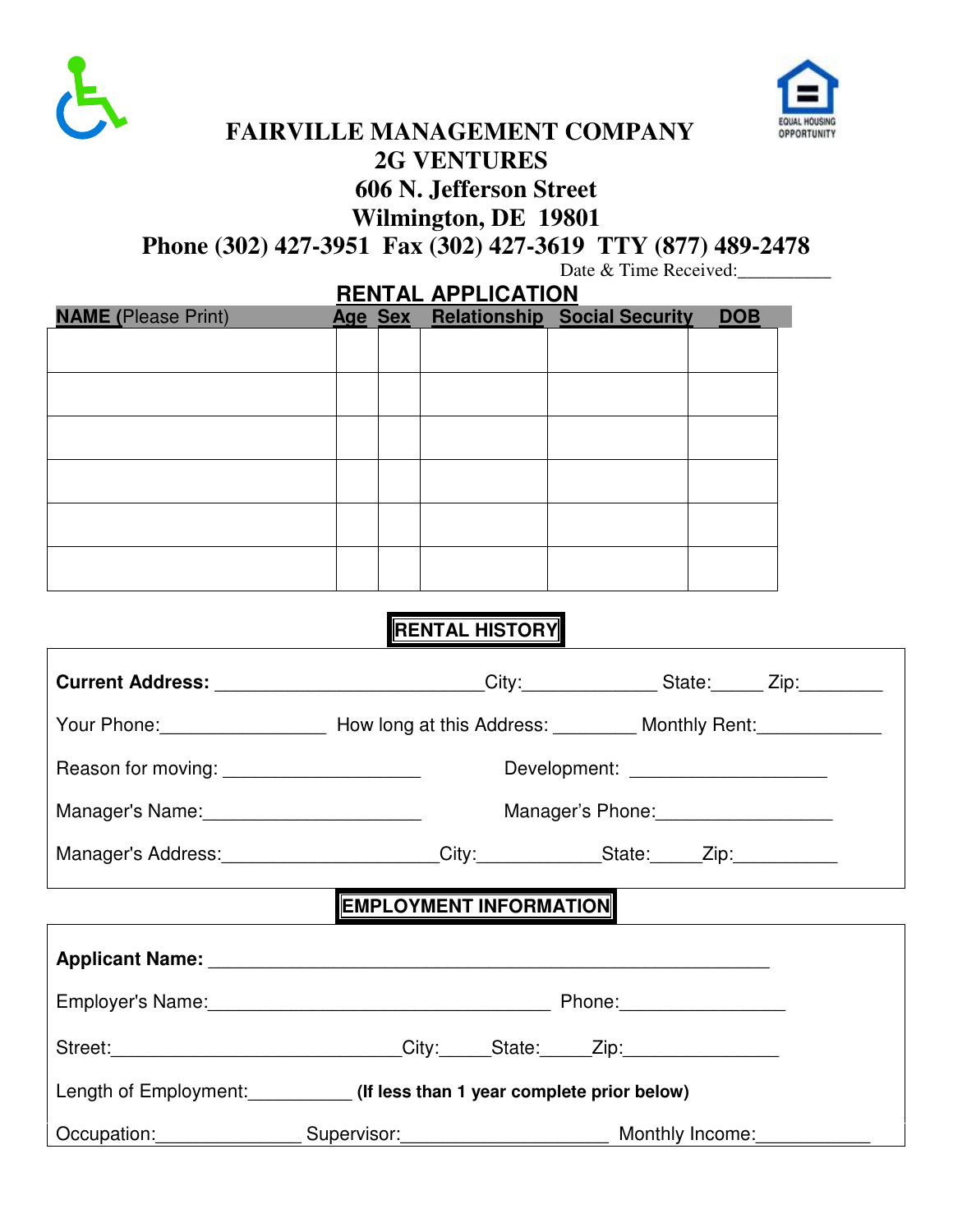# FAIRVILLE MANAGEMENT COMPANY

## 2G VENTURES

**606 N. Jefferson Street**
**Wilmington, DE 19801**
**Phone (302) 427-3951 Fax (302) 427-3619 TTY (877) 489-2478**

Date & Time Received:__________

## RENTAL APPLICATION

| NAME (Please Print) | Age | Sex | Relationship | Social Security | DOB |
|---|---|---|---|---|---|
| | | | | | |
| | | | | | |
| | | | | | |
| | | | | | |
| | | | | | |
| | | | | | |

## RENTAL HISTORY

**Current Address:** __________________________City:_____________ State:_____ Zip:________

Your Phone:________________ How long at this Address: ________ Monthly Rent:____________

Reason for moving: ___________________ Development: ___________________

Manager's Name:_____________________ Manager's Phone:_________________

Manager's Address:_____________________City:____________State:_____Zip:__________

## EMPLOYMENT INFORMATION

**Applicant Name:** ______________________________________________________

Employer's Name:_________________________________ Phone:________________

Street:____________________________City:_____State:_____Zip:_______________

Length of Employment:__________ **(If less than 1 year complete prior below)**

Occupation:______________ Supervisor:____________________ Monthly Income:___________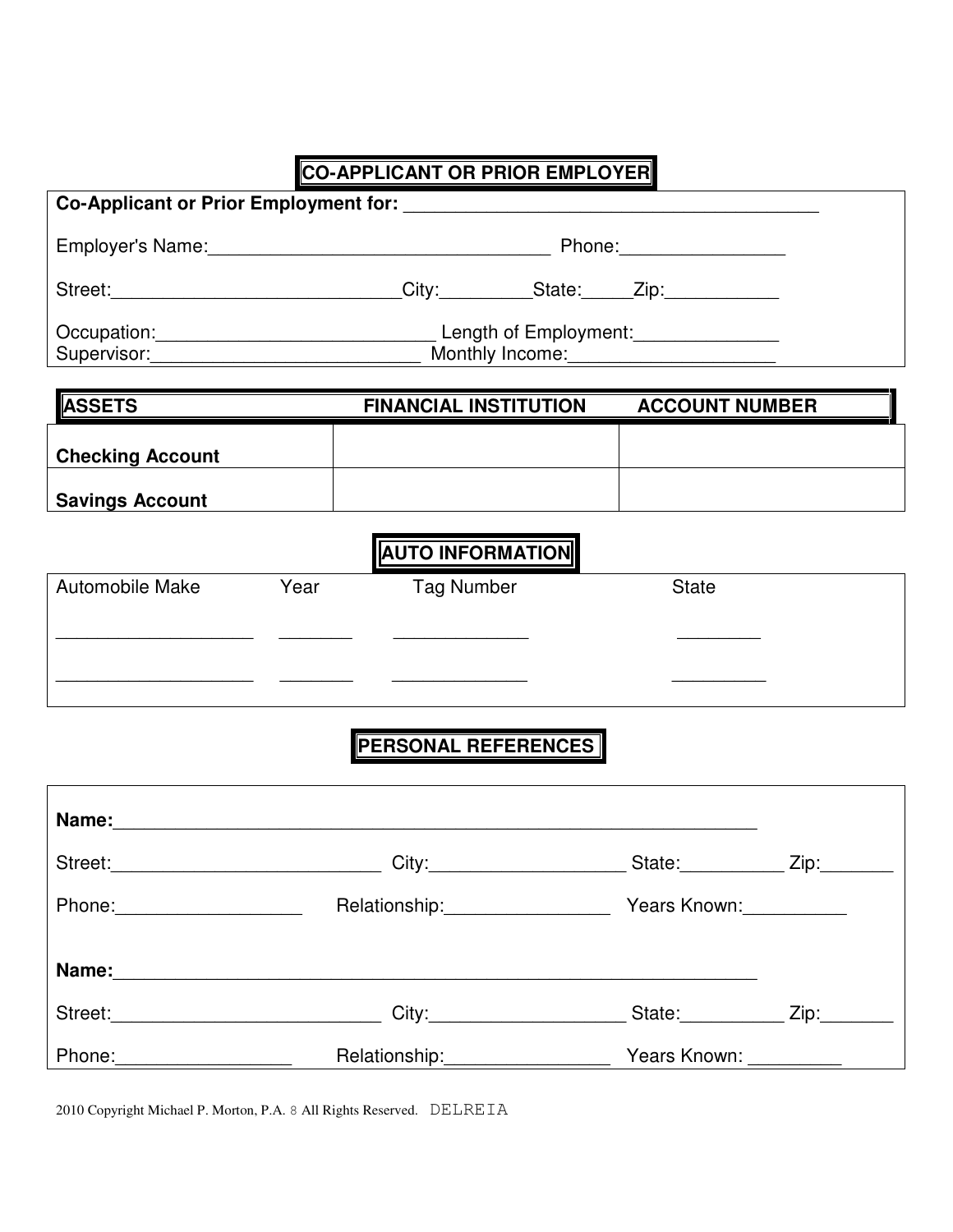## CO-APPLICANT OR PRIOR EMPLOYER

**Co-Applicant or Prior Employment for:** ________________________________________

Employer's Name:_________________________________ Phone:_______________

Street:____________________________City:_________State:_____Zip:___________

Occupation:___________________________ Length of Employment:______________

Supervisor:___________________________ Monthly Income:____________________

| ASSETS | FINANCIAL INSTITUTION | ACCOUNT NUMBER |
|---|---|---|
| **Checking Account** | | |
| **Savings Account** | | |

## AUTO INFORMATION

| Automobile Make | Year | Tag Number | State |
|---|---|---|---|
| ___________________ | _______ | _____________ | ________ |
| ___________________ | _______ | _____________ | _________ |

## PERSONAL REFERENCES

**Name:**______________________________________________________________

Street:__________________________ City:___________________ State:__________ Zip:_______

Phone:__________________ Relationship:________________ Years Known:__________

**Name:**______________________________________________________________

Street:__________________________ City:___________________ State:__________ Zip:_______

Phone:_________________ Relationship:________________ Years Known: _________

2010 Copyright Michael P. Morton, P.A. All Rights Reserved. DELREIA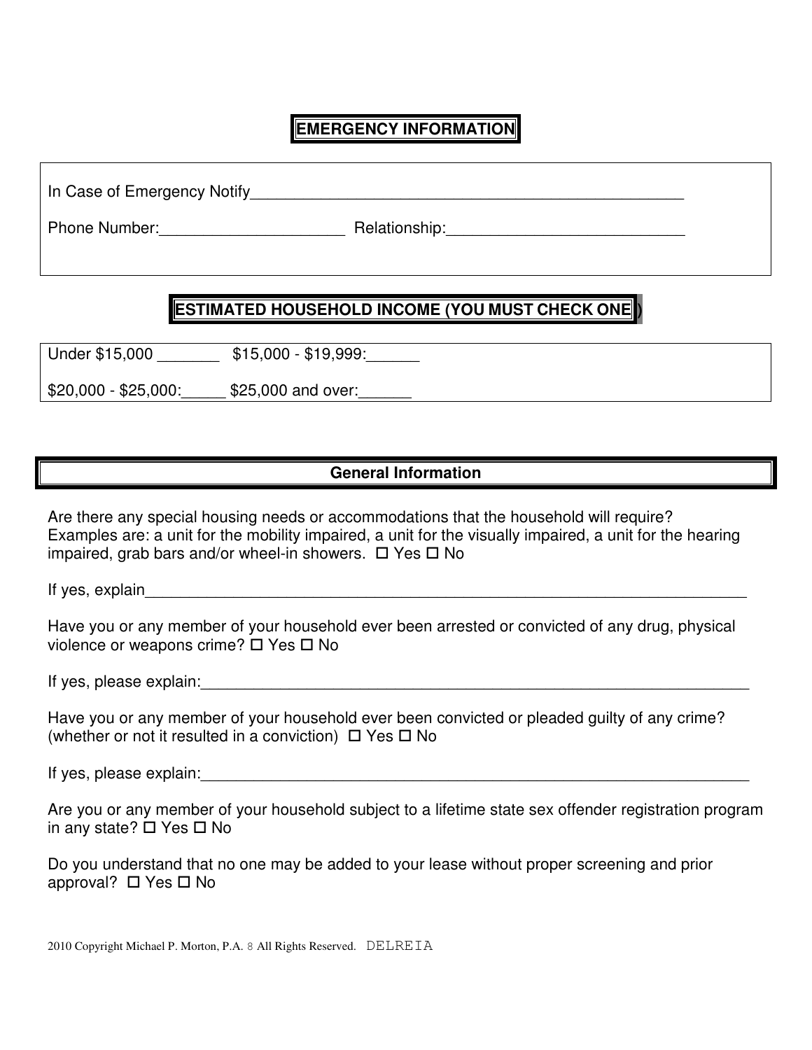## EMERGENCY INFORMATION

In Case of Emergency Notify___________________________________________________

Phone Number:_____________________ Relationship:___________________________

## ESTIMATED HOUSEHOLD INCOME (YOU MUST CHECK ONE)

Under $15,000 _______ $15,000 - $19,999:______

$20,000 - $25,000:_____ $25,000 and over:______

## General Information

Are there any special housing needs or accommodations that the household will require? Examples are: a unit for the mobility impaired, a unit for the visually impaired, a unit for the hearing impaired, grab bars and/or wheel-in showers. ☐ Yes ☐ No

If yes, explain___________________________________________________________________________

Have you or any member of your household ever been arrested or convicted of any drug, physical violence or weapons crime? ☐ Yes ☐ No

If yes, please explain:____________________________________________________________________

Have you or any member of your household ever been convicted or pleaded guilty of any crime? (whether or not it resulted in a conviction) ☐ Yes ☐ No

If yes, please explain:____________________________________________________________________

Are you or any member of your household subject to a lifetime state sex offender registration program in any state? ☐ Yes ☐ No

Do you understand that no one may be added to your lease without proper screening and prior approval? ☐ Yes ☐ No

2010 Copyright Michael P. Morton, P.A. All Rights Reserved. DELREIA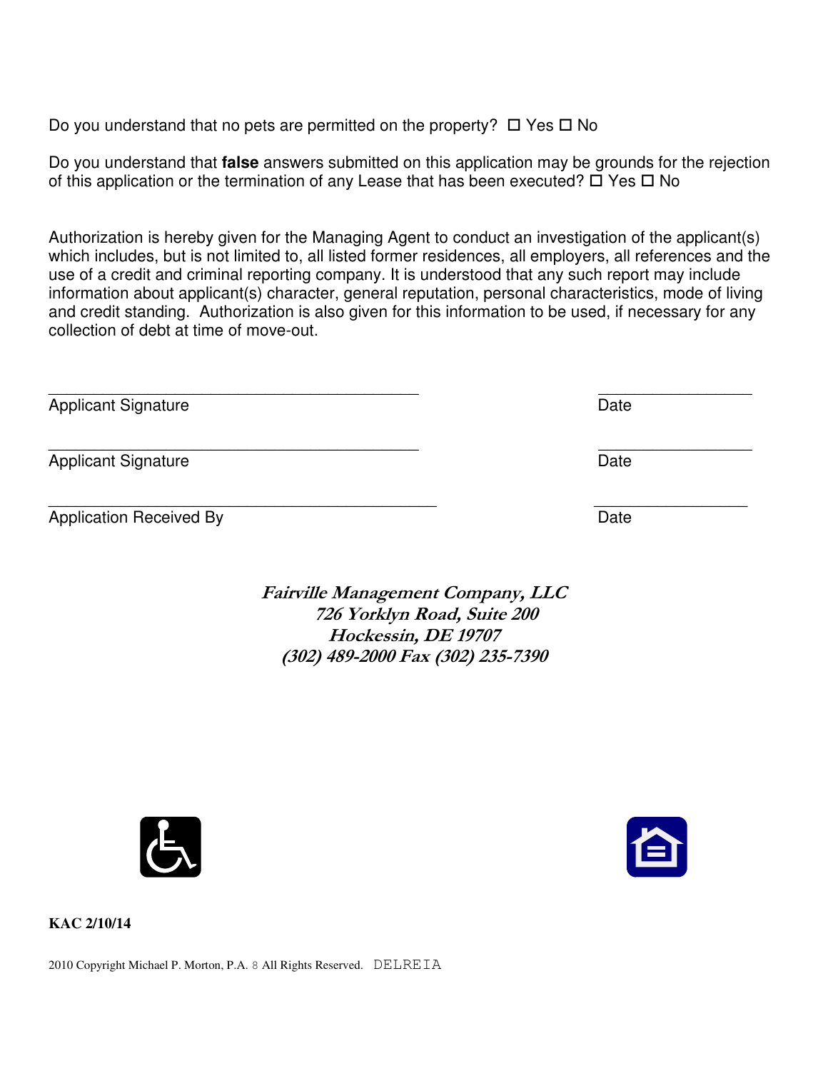Do you understand that no pets are permitted on the property? ☐ Yes ☐ No

Do you understand that **false** answers submitted on this application may be grounds for the rejection of this application or the termination of any Lease that has been executed? ☐ Yes ☐ No

Authorization is hereby given for the Managing Agent to conduct an investigation of the applicant(s) which includes, but is not limited to, all listed former residences, all employers, all references and the use of a credit and criminal reporting company. It is understood that any such report may include information about applicant(s) character, general reputation, personal characteristics, mode of living and credit standing. Authorization is also given for this information to be used, if necessary for any collection of debt at time of move-out.

\_\_\_\_\_\_\_\_\_\_\_\_\_\_\_\_\_\_\_\_\_\_\_\_\_\_\_\_\_\_\_\_\_\_\_\_\_\_\_\_ \_\_\_\_\_\_\_\_\_\_\_\_\_\_\_\_\_
Applicant Signature Date

\_\_\_\_\_\_\_\_\_\_\_\_\_\_\_\_\_\_\_\_\_\_\_\_\_\_\_\_\_\_\_\_\_\_\_\_\_\_\_\_ \_\_\_\_\_\_\_\_\_\_\_\_\_\_\_\_\_
Applicant Signature Date

\_\_\_\_\_\_\_\_\_\_\_\_\_\_\_\_\_\_\_\_\_\_\_\_\_\_\_\_\_\_\_\_\_\_\_\_\_\_\_\_ \_\_\_\_\_\_\_\_\_\_\_\_\_\_\_\_\_
Application Received By Date

***Fairville Management Company, LLC***
***726 Yorklyn Road, Suite 200***
***Hockessin, DE 19707***
***(302) 489-2000 Fax (302) 235-7390***

**KAC 2/10/14**

2010 Copyright Michael P. Morton, P.A. 8 All Rights Reserved. DELREIA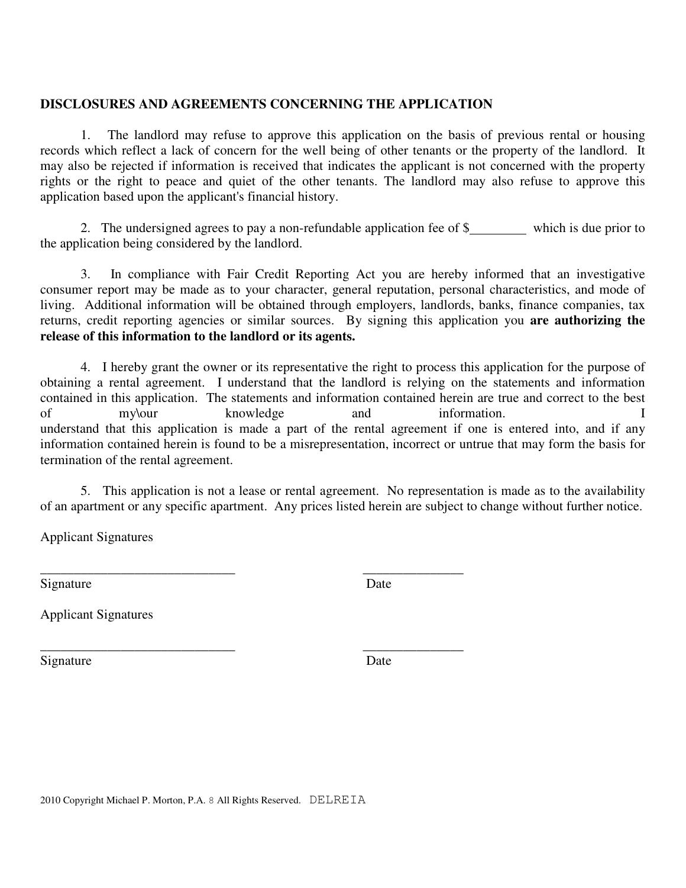**DISCLOSURES AND AGREEMENTS CONCERNING THE APPLICATION**

1. The landlord may refuse to approve this application on the basis of previous rental or housing records which reflect a lack of concern for the well being of other tenants or the property of the landlord. It may also be rejected if information is received that indicates the applicant is not concerned with the property rights or the right to peace and quiet of the other tenants. The landlord may also refuse to approve this application based upon the applicant's financial history.

2. The undersigned agrees to pay a non-refundable application fee of $________ which is due prior to the application being considered by the landlord.

3. In compliance with Fair Credit Reporting Act you are hereby informed that an investigative consumer report may be made as to your character, general reputation, personal characteristics, and mode of living. Additional information will be obtained through employers, landlords, banks, finance companies, tax returns, credit reporting agencies or similar sources. By signing this application you **are authorizing the release of this information to the landlord or its agents.**

4. I hereby grant the owner or its representative the right to process this application for the purpose of obtaining a rental agreement. I understand that the landlord is relying on the statements and information contained in this application. The statements and information contained herein are true and correct to the best of my\our knowledge and information. I understand that this application is made a part of the rental agreement if one is entered into, and if any information contained herein is found to be a misrepresentation, incorrect or untrue that may form the basis for termination of the rental agreement.

5. This application is not a lease or rental agreement. No representation is made as to the availability of an apartment or any specific apartment. Any prices listed herein are subject to change without further notice.

Applicant Signatures

_____________________________ _______________

Signature Date

Applicant Signatures

_____________________________ _______________

Signature Date

2010 Copyright Michael P. Morton, P.A. 8 All Rights Reserved. DELREIA